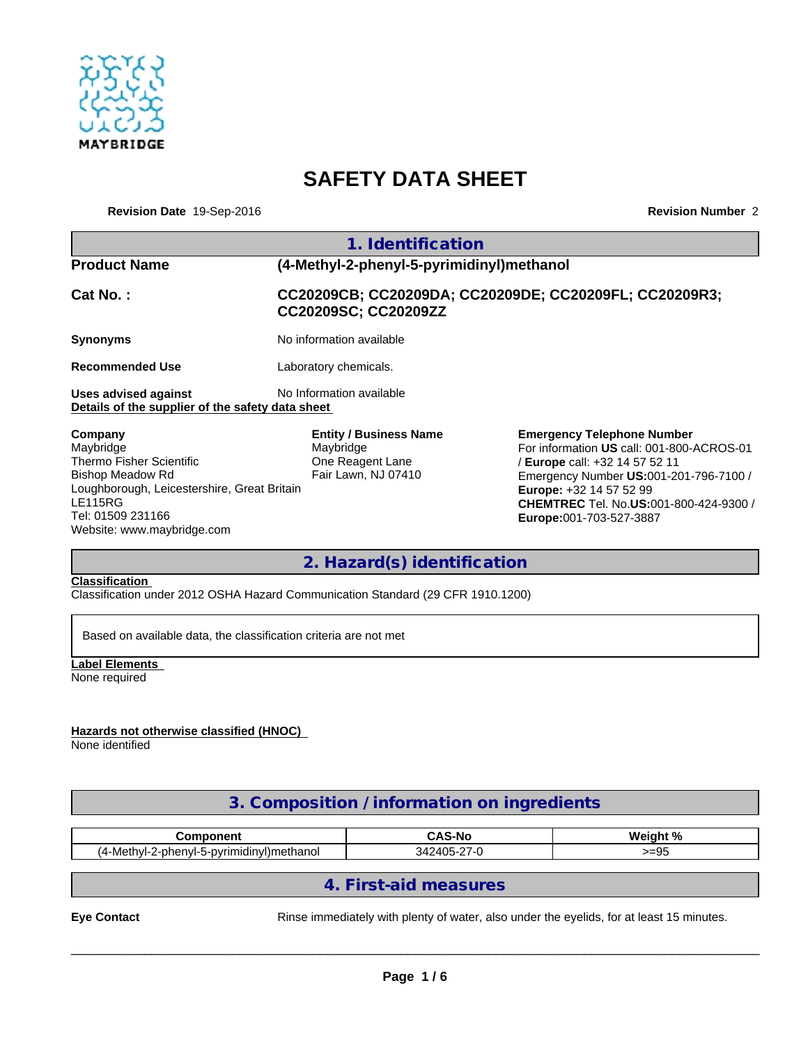# SAFETY DATA SHEET

**Revision Date** 19-Sep-2016 **Revision Number** 2

## 1. Identification

**Product Name** (4-Methyl-2-phenyl-5-pyrimidinyl)methanol

**Cat No. :** CC20209CB; CC20209DA; CC20209DE; CC20209FL; CC20209R3; CC20209SC; CC20209ZZ

**Synonyms** No information available

**Recommended Use** Laboratory chemicals.

**Uses advised against** No Information available

**Details of the supplier of the safety data sheet**

**Company**
Maybridge
Thermo Fisher Scientific
Bishop Meadow Rd
Loughborough, Leicestershire, Great Britain
LE115RG
Tel: 01509 231166
Website: www.maybridge.com

**Entity / Business Name**
Maybridge
One Reagent Lane
Fair Lawn, NJ 07410

**Emergency Telephone Number**
For information **US** call: 001-800-ACROS-01 / **Europe** call: +32 14 57 52 11
Emergency Number **US:**001-201-796-7100 / **Europe:** +32 14 57 52 99
**CHEMTREC** Tel. No.**US:**001-800-424-9300 / **Europe:**001-703-527-3887

## 2. Hazard(s) identification

**Classification**
Classification under 2012 OSHA Hazard Communication Standard (29 CFR 1910.1200)

Based on available data, the classification criteria are not met

**Label Elements**
None required

**Hazards not otherwise classified (HNOC)**
None identified

## 3. Composition / information on ingredients

| Component | CAS-No | Weight % |
|---|---|---|
| (4-Methyl-2-phenyl-5-pyrimidinyl)methanol | 342405-27-0 | >=95 |

## 4. First-aid measures

**Eye Contact** Rinse immediately with plenty of water, also under the eyelids, for at least 15 minutes.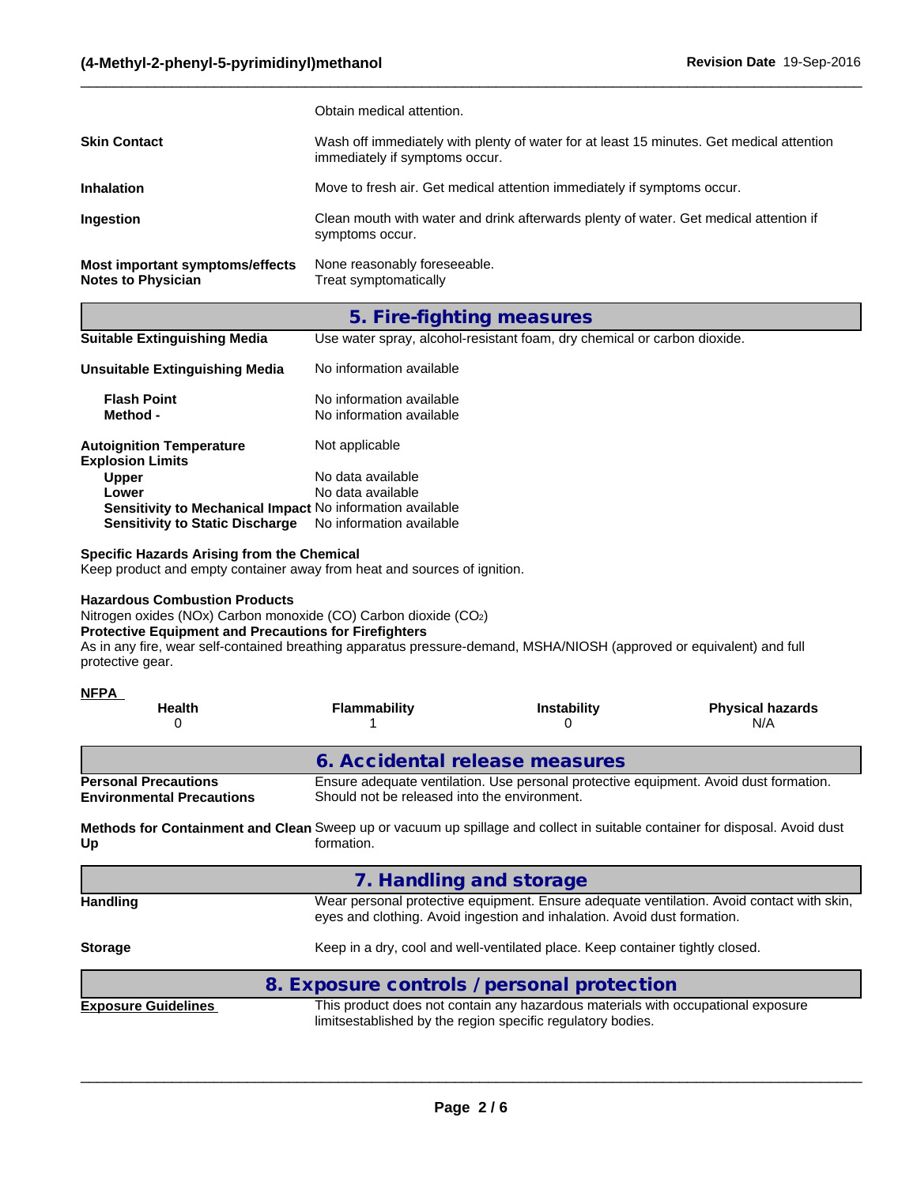| | |
|---|---|
| | Obtain medical attention. |
| **Skin Contact** | Wash off immediately with plenty of water for at least 15 minutes. Get medical attention immediately if symptoms occur. |
| **Inhalation** | Move to fresh air. Get medical attention immediately if symptoms occur. |
| **Ingestion** | Clean mouth with water and drink afterwards plenty of water. Get medical attention if symptoms occur. |
| **Most important symptoms/effects** | None reasonably foreseeable. |
| **Notes to Physician** | Treat symptomatically |

## 5. Fire-fighting measures

| | |
|---|---|
| **Suitable Extinguishing Media** | Use water spray, alcohol-resistant foam, dry chemical or carbon dioxide. |
| **Unsuitable Extinguishing Media** | No information available |
| **Flash Point** | No information available |
| **Method -** | No information available |
| **Autoignition Temperature** | Not applicable |
| **Explosion Limits** | |
| **Upper** | No data available |
| **Lower** | No data available |
| **Sensitivity to Mechanical Impact** | No information available |
| **Sensitivity to Static Discharge** | No information available |

**Specific Hazards Arising from the Chemical**
Keep product and empty container away from heat and sources of ignition.

**Hazardous Combustion Products**
Nitrogen oxides (NOx) Carbon monoxide (CO) Carbon dioxide ($CO_2$)

**Protective Equipment and Precautions for Firefighters**
As in any fire, wear self-contained breathing apparatus pressure-demand, MSHA/NIOSH (approved or equivalent) and full protective gear.

**NFPA**

| Health | Flammability | Instability | Physical hazards |
|---|---|---|---|
| 0 | 1 | 0 | N/A |

## 6. Accidental release measures

| | |
|---|---|
| **Personal Precautions** | Ensure adequate ventilation. Use personal protective equipment. Avoid dust formation. |
| **Environmental Precautions** | Should not be released into the environment. |
| **Methods for Containment and Clean Up** | Sweep up or vacuum up spillage and collect in suitable container for disposal. Avoid dust formation. |

## 7. Handling and storage

| | |
|---|---|
| **Handling** | Wear personal protective equipment. Ensure adequate ventilation. Avoid contact with skin, eyes and clothing. Avoid ingestion and inhalation. Avoid dust formation. |
| **Storage** | Keep in a dry, cool and well-ventilated place. Keep container tightly closed. |

## 8. Exposure controls / personal protection

| | |
|---|---|
| **Exposure Guidelines** | This product does not contain any hazardous materials with occupational exposure limitsestablished by the region specific regulatory bodies. |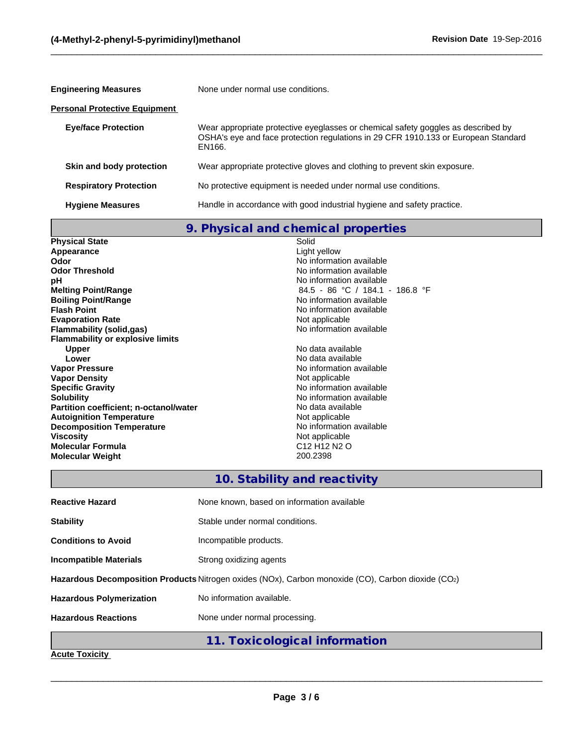**Engineering Measures** None under normal use conditions.

**Personal Protective Equipment**

| | |
|---|---|
| **Eye/face Protection** | Wear appropriate protective eyeglasses or chemical safety goggles as described by OSHA's eye and face protection regulations in 29 CFR 1910.133 or European Standard EN166. |
| **Skin and body protection** | Wear appropriate protective gloves and clothing to prevent skin exposure. |
| **Respiratory Protection** | No protective equipment is needed under normal use conditions. |
| **Hygiene Measures** | Handle in accordance with good industrial hygiene and safety practice. |

## 9. Physical and chemical properties

| | |
|---|---|
| **Physical State** | Solid |
| **Appearance** | Light yellow |
| **Odor** | No information available |
| **Odor Threshold** | No information available |
| **pH** | No information available |
| **Melting Point/Range** | 84.5 - 86 °C / 184.1 - 186.8 °F |
| **Boiling Point/Range** | No information available |
| **Flash Point** | No information available |
| **Evaporation Rate** | Not applicable |
| **Flammability (solid,gas)** | No information available |
| **Flammability or explosive limits** | |
| **Upper** | No data available |
| **Lower** | No data available |
| **Vapor Pressure** | No information available |
| **Vapor Density** | Not applicable |
| **Specific Gravity** | No information available |
| **Solubility** | No information available |
| **Partition coefficient; n-octanol/water** | No data available |
| **Autoignition Temperature** | Not applicable |
| **Decomposition Temperature** | No information available |
| **Viscosity** | Not applicable |
| **Molecular Formula** | C12 H12 N2 O |
| **Molecular Weight** | 200.2398 |

## 10. Stability and reactivity

| | |
|---|---|
| **Reactive Hazard** | None known, based on information available |
| **Stability** | Stable under normal conditions. |
| **Conditions to Avoid** | Incompatible products. |
| **Incompatible Materials** | Strong oxidizing agents |
| **Hazardous Decomposition Products** | Nitrogen oxides (NOx), Carbon monoxide (CO), Carbon dioxide ($CO_2$) |
| **Hazardous Polymerization** | No information available. |
| **Hazardous Reactions** | None under normal processing. |

## 11. Toxicological information

**Acute Toxicity**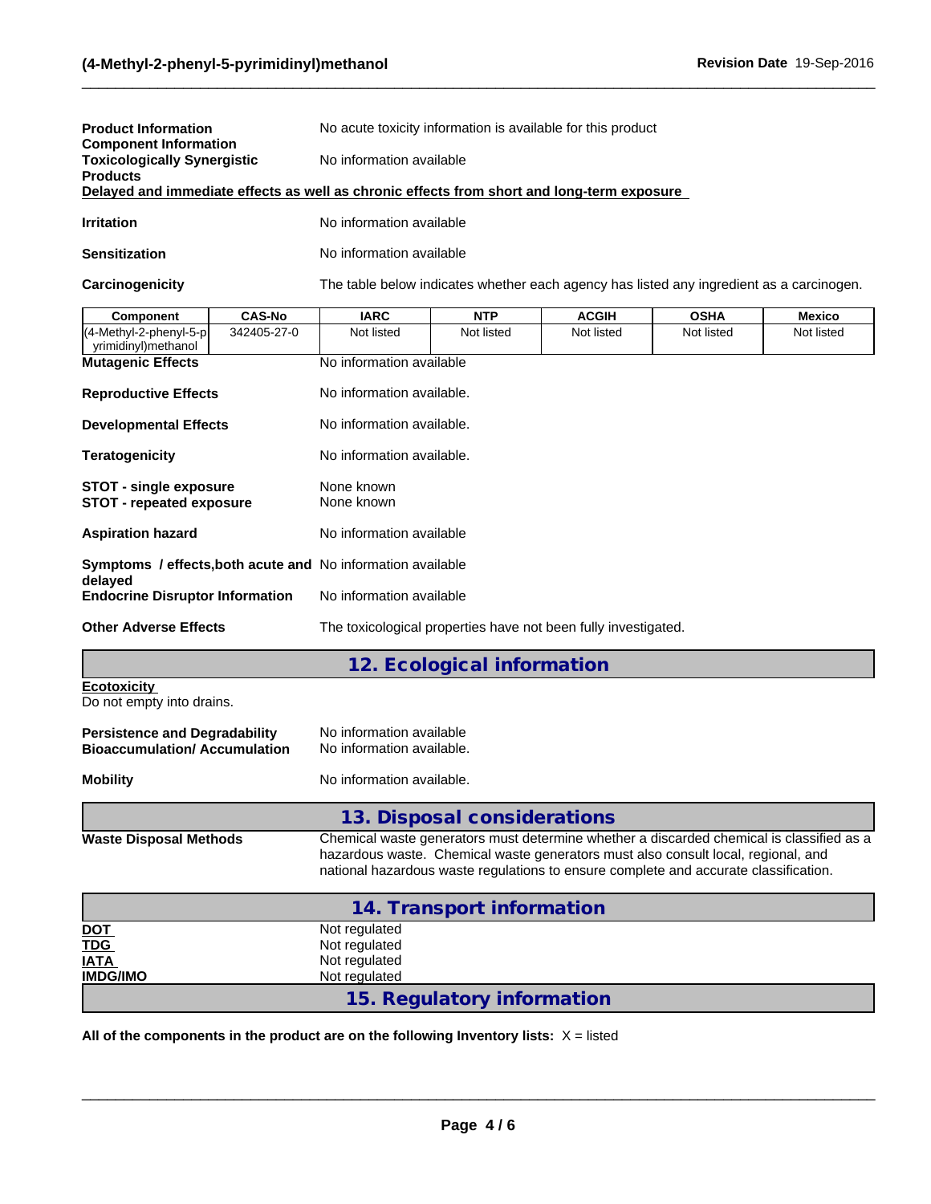**Product Information** No acute toxicity information is available for this product

**Component Information**

**Toxicologically Synergistic Products** No information available

**Delayed and immediate effects as well as chronic effects from short and long-term exposure**

**Irritation** No information available

**Sensitization** No information available

**Carcinogenicity** The table below indicates whether each agency has listed any ingredient as a carcinogen.

| Component | CAS-No | IARC | NTP | ACGIH | OSHA | Mexico |
|---|---|---|---|---|---|---|
| (4-Methyl-2-phenyl-5-pyrimidinyl)methanol | 342405-27-0 | Not listed | Not listed | Not listed | Not listed | Not listed |

**Mutagenic Effects** No information available

**Reproductive Effects** No information available.

**Developmental Effects** No information available.

**Teratogenicity** No information available.

**STOT - single exposure** None known

**STOT - repeated exposure** None known

**Aspiration hazard** No information available

**Symptoms / effects,both acute and delayed** No information available

**Endocrine Disruptor Information** No information available

**Other Adverse Effects** The toxicological properties have not been fully investigated.

## 12. Ecological information

**Ecotoxicity**

Do not empty into drains.

**Persistence and Degradability** No information available

**Bioaccumulation/ Accumulation** No information available.

**Mobility** No information available.

## 13. Disposal considerations

**Waste Disposal Methods** Chemical waste generators must determine whether a discarded chemical is classified as a hazardous waste. Chemical waste generators must also consult local, regional, and national hazardous waste regulations to ensure complete and accurate classification.

## 14. Transport information

**DOT** Not regulated

**TDG** Not regulated

**IATA** Not regulated

**IMDG/IMO** Not regulated

## 15. Regulatory information

**All of the components in the product are on the following Inventory lists:** X = listed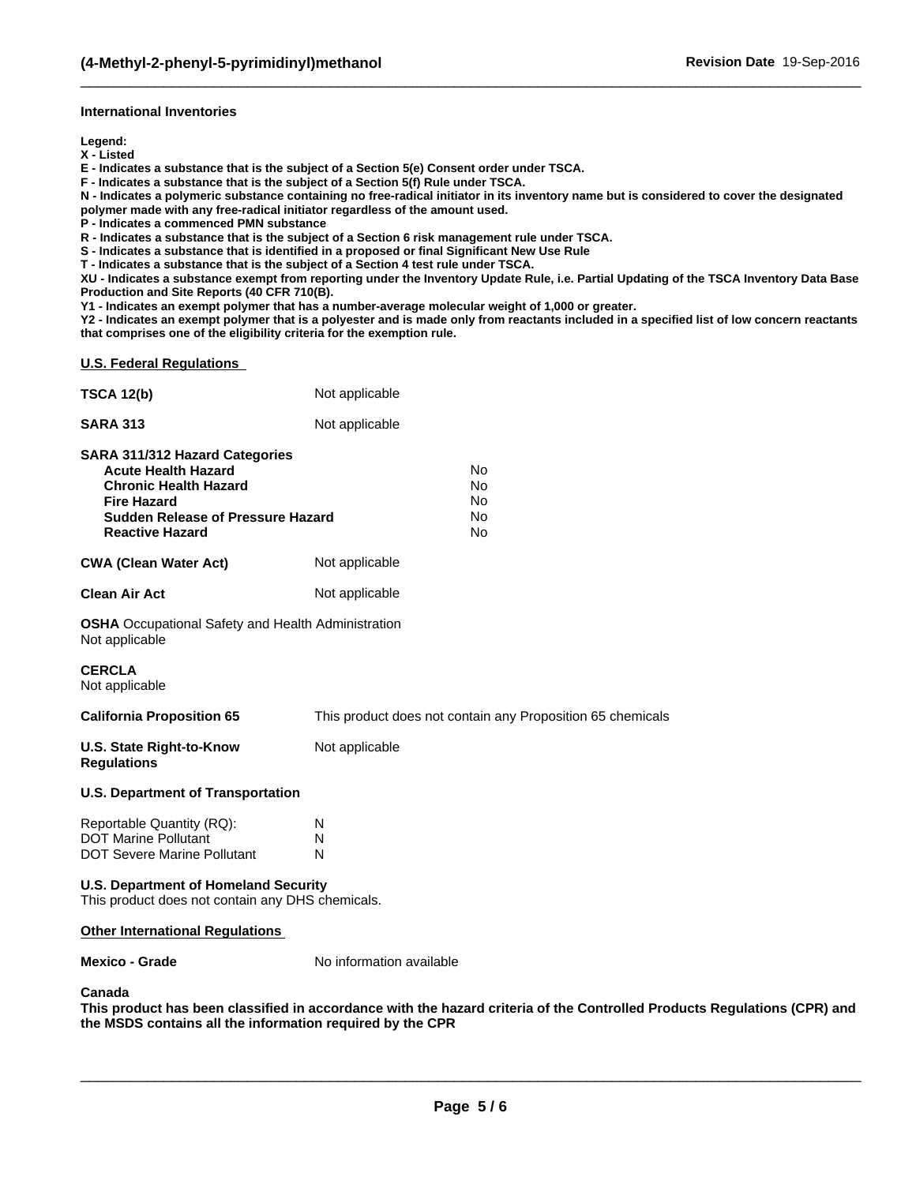### International Inventories

**Legend:**
**X - Listed**
**E - Indicates a substance that is the subject of a Section 5(e) Consent order under TSCA.**
**F - Indicates a substance that is the subject of a Section 5(f) Rule under TSCA.**
**N - Indicates a polymeric substance containing no free-radical initiator in its inventory name but is considered to cover the designated polymer made with any free-radical initiator regardless of the amount used.**
**P - Indicates a commenced PMN substance**
**R - Indicates a substance that is the subject of a Section 6 risk management rule under TSCA.**
**S - Indicates a substance that is identified in a proposed or final Significant New Use Rule**
**T - Indicates a substance that is the subject of a Section 4 test rule under TSCA.**
**XU - Indicates a substance exempt from reporting under the Inventory Update Rule, i.e. Partial Updating of the TSCA Inventory Data Base Production and Site Reports (40 CFR 710(B).**
**Y1 - Indicates an exempt polymer that has a number-average molecular weight of 1,000 or greater.**
**Y2 - Indicates an exempt polymer that is a polyester and is made only from reactants included in a specified list of low concern reactants that comprises one of the eligibility criteria for the exemption rule.**

### U.S. Federal Regulations

**TSCA 12(b)** Not applicable

**SARA 313** Not applicable

**SARA 311/312 Hazard Categories**

| | |
|---|---|
| **Acute Health Hazard** | No |
| **Chronic Health Hazard** | No |
| **Fire Hazard** | No |
| **Sudden Release of Pressure Hazard** | No |
| **Reactive Hazard** | No |

**CWA (Clean Water Act)** Not applicable

**Clean Air Act** Not applicable

**OSHA** Occupational Safety and Health Administration
Not applicable

**CERCLA**
Not applicable

**California Proposition 65** This product does not contain any Proposition 65 chemicals

**U.S. State Right-to-Know Regulations** Not applicable

**U.S. Department of Transportation**

| | |
|---|---|
| Reportable Quantity (RQ): | N |
| DOT Marine Pollutant | N |
| DOT Severe Marine Pollutant | N |

**U.S. Department of Homeland Security**
This product does not contain any DHS chemicals.

### Other International Regulations

**Mexico - Grade** No information available

**Canada**
**This product has been classified in accordance with the hazard criteria of the Controlled Products Regulations (CPR) and the MSDS contains all the information required by the CPR**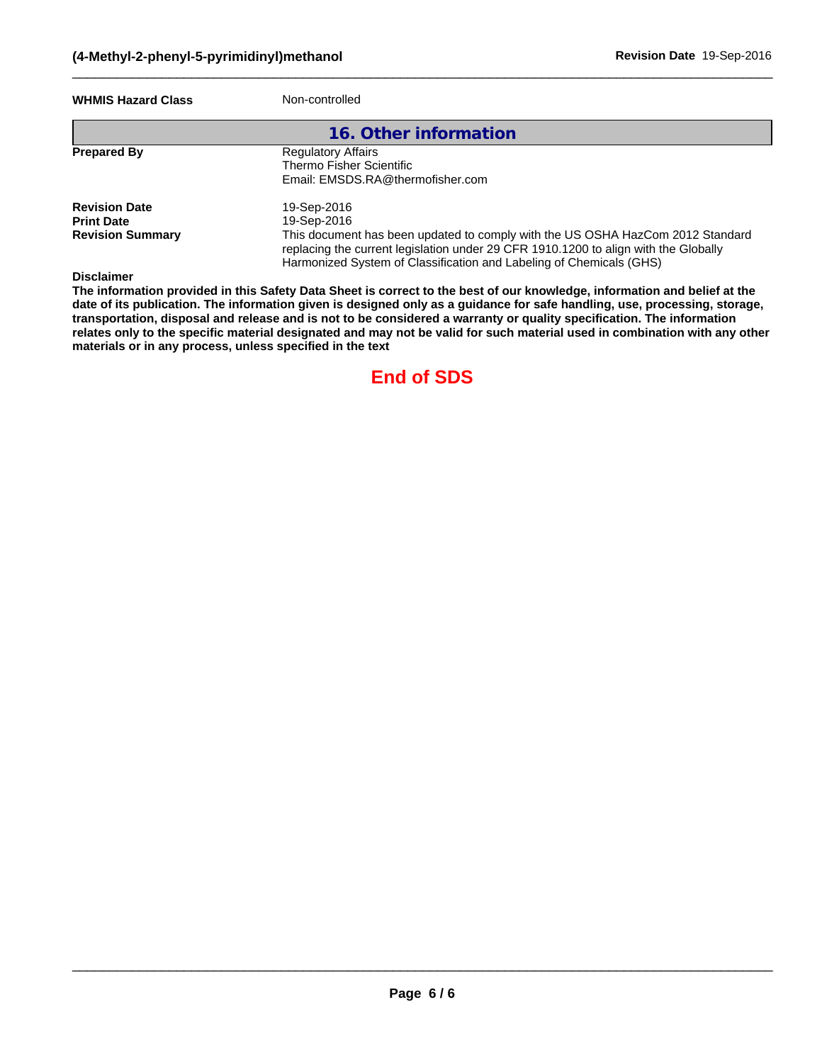| | |
|---|---|
| **WHMIS Hazard Class** | Non-controlled |

## 16. Other information

| | |
|---|---|
| **Prepared By** | Regulatory Affairs<br>Thermo Fisher Scientific<br>Email: EMSDS.RA@thermofisher.com |
| **Revision Date** | 19-Sep-2016 |
| **Print Date** | 19-Sep-2016 |
| **Revision Summary** | This document has been updated to comply with the US OSHA HazCom 2012 Standard replacing the current legislation under 29 CFR 1910.1200 to align with the Globally Harmonized System of Classification and Labeling of Chemicals (GHS) |

**Disclaimer**

**The information provided in this Safety Data Sheet is correct to the best of our knowledge, information and belief at the date of its publication. The information given is designed only as a guidance for safe handling, use, processing, storage, transportation, disposal and release and is not to be considered a warranty or quality specification. The information relates only to the specific material designated and may not be valid for such material used in combination with any other materials or in any process, unless specified in the text**

**End of SDS**